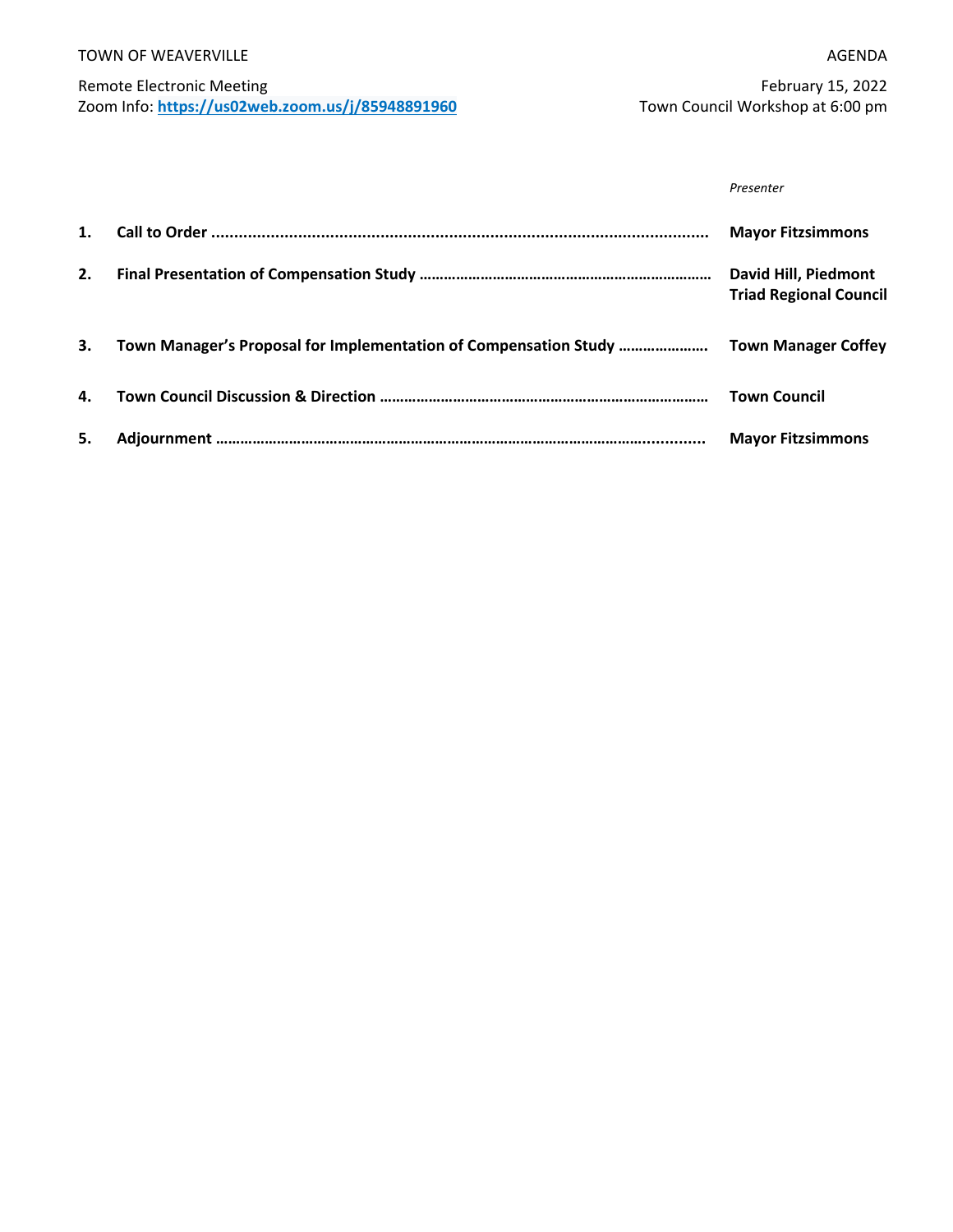TOWN OF WEAVERVILLE — AGENDA

Remote Electronic Meeting
Zoom Info: **https://us02web.zoom.us/j/85948891960**

February 15, 2022
Town Council Workshop at 6:00 pm

| | | *Presenter* |
|---|---|---|
| **1.** | **Call to Order** | **Mayor Fitzsimmons** |
| **2.** | **Final Presentation of Compensation Study** | **David Hill, Piedmont Triad Regional Council** |
| **3.** | **Town Manager's Proposal for Implementation of Compensation Study** | **Town Manager Coffey** |
| **4.** | **Town Council Discussion & Direction** | **Town Council** |
| **5.** | **Adjournment** | **Mayor Fitzsimmons** |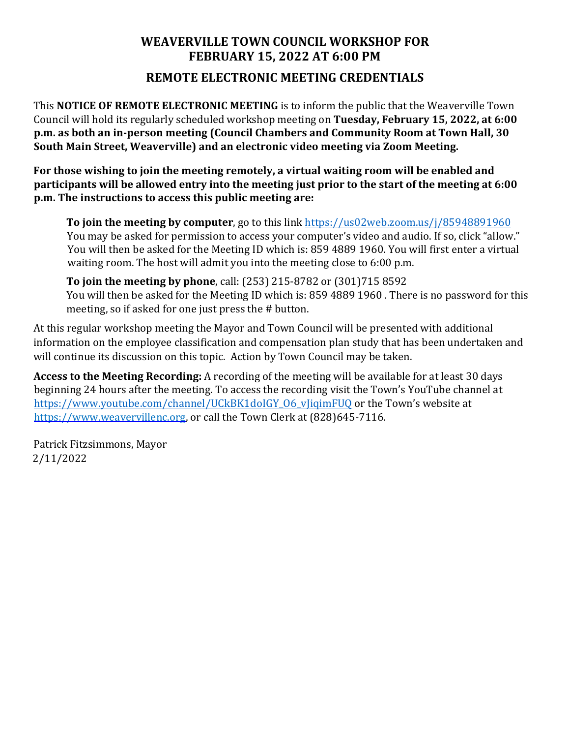# WEAVERVILLE TOWN COUNCIL WORKSHOP FOR FEBRUARY 15, 2022 AT 6:00 PM

## REMOTE ELECTRONIC MEETING CREDENTIALS

This **NOTICE OF REMOTE ELECTRONIC MEETING** is to inform the public that the Weaverville Town Council will hold its regularly scheduled workshop meeting on **Tuesday, February 15, 2022, at 6:00 p.m. as both an in-person meeting (Council Chambers and Community Room at Town Hall, 30 South Main Street, Weaverville) and an electronic video meeting via Zoom Meeting.**

**For those wishing to join the meeting remotely, a virtual waiting room will be enabled and participants will be allowed entry into the meeting just prior to the start of the meeting at 6:00 p.m. The instructions to access this public meeting are:**

> **To join the meeting by computer**, go to this link [https://us02web.zoom.us/j/85948891960](https://us02web.zoom.us/j/85948891960) You may be asked for permission to access your computer's video and audio. If so, click "allow." You will then be asked for the Meeting ID which is: 859 4889 1960. You will first enter a virtual waiting room. The host will admit you into the meeting close to 6:00 p.m.
>
> **To join the meeting by phone**, call: (253) 215-8782 or (301)715 8592 You will then be asked for the Meeting ID which is: 859 4889 1960 . There is no password for this meeting, so if asked for one just press the # button.

At this regular workshop meeting the Mayor and Town Council will be presented with additional information on the employee classification and compensation plan study that has been undertaken and will continue its discussion on this topic. Action by Town Council may be taken.

**Access to the Meeting Recording:** A recording of the meeting will be available for at least 30 days beginning 24 hours after the meeting. To access the recording visit the Town's YouTube channel at [https://www.youtube.com/channel/UCkBK1doIGY_O6_vJiqimFUQ](https://www.youtube.com/channel/UCkBK1doIGY_O6_vJiqimFUQ) or the Town's website at [https://www.weavervillenc.org](https://www.weavervillenc.org), or call the Town Clerk at (828)645-7116.

Patrick Fitzsimmons, Mayor
2/11/2022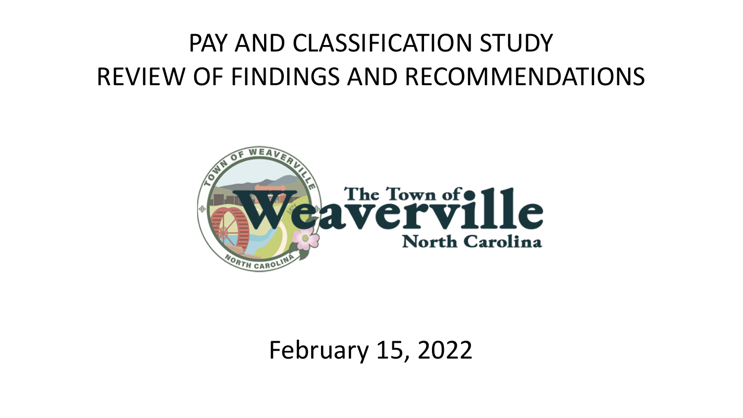# PAY AND CLASSIFICATION STUDY
# REVIEW OF FINDINGS AND RECOMMENDATIONS

The Town of Weaverville
North Carolina

February 15, 2022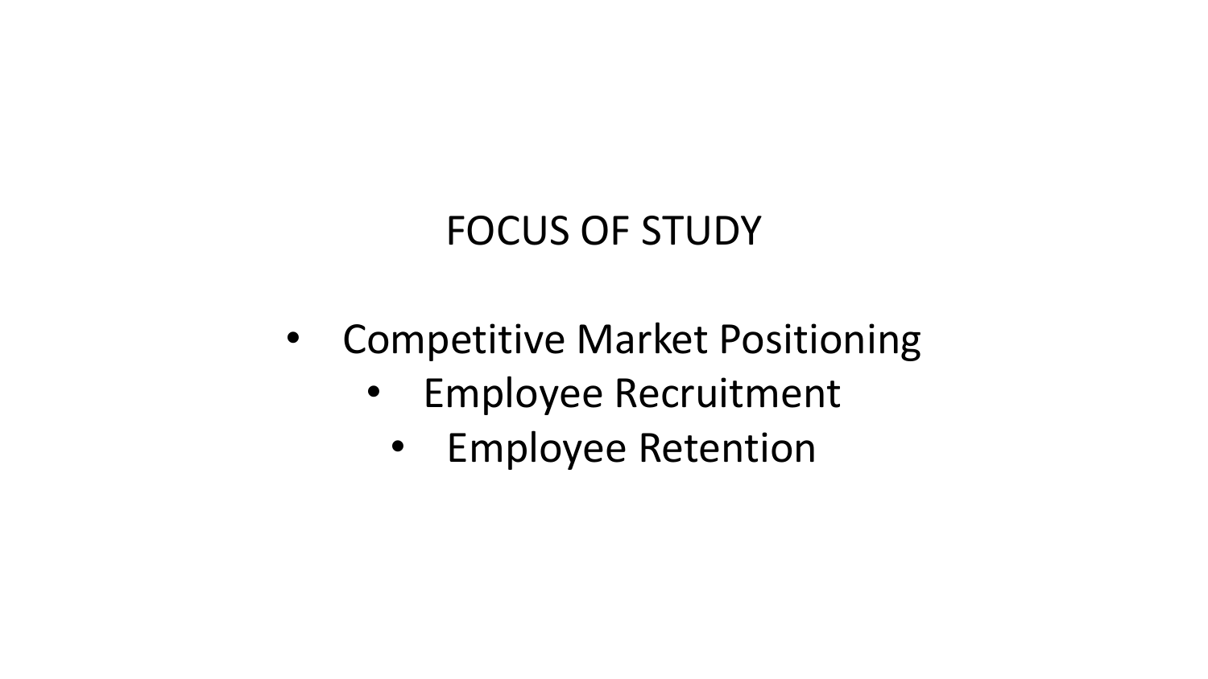# FOCUS OF STUDY

- Competitive Market Positioning
- Employee Recruitment
- Employee Retention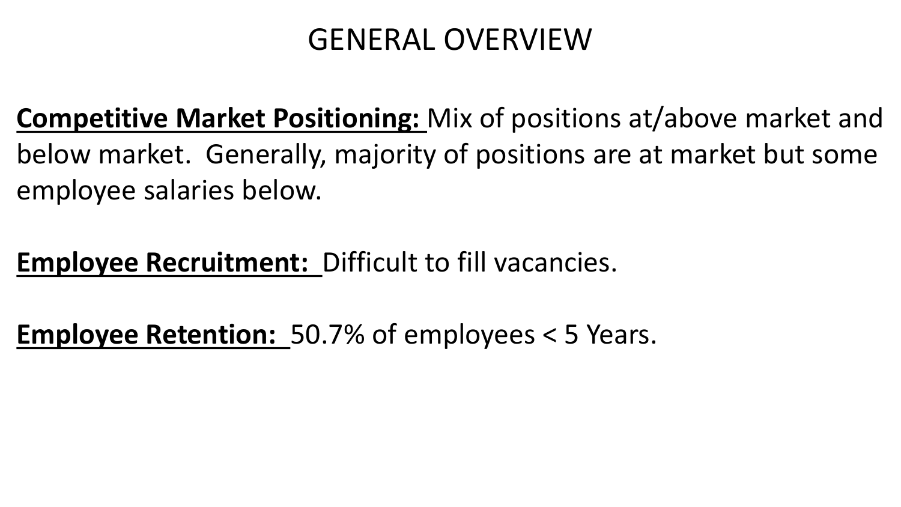# GENERAL OVERVIEW

**Competitive Market Positioning:** Mix of positions at/above market and below market. Generally, majority of positions are at market but some employee salaries below.

**Employee Recruitment:** Difficult to fill vacancies.

**Employee Retention:** 50.7% of employees < 5 Years.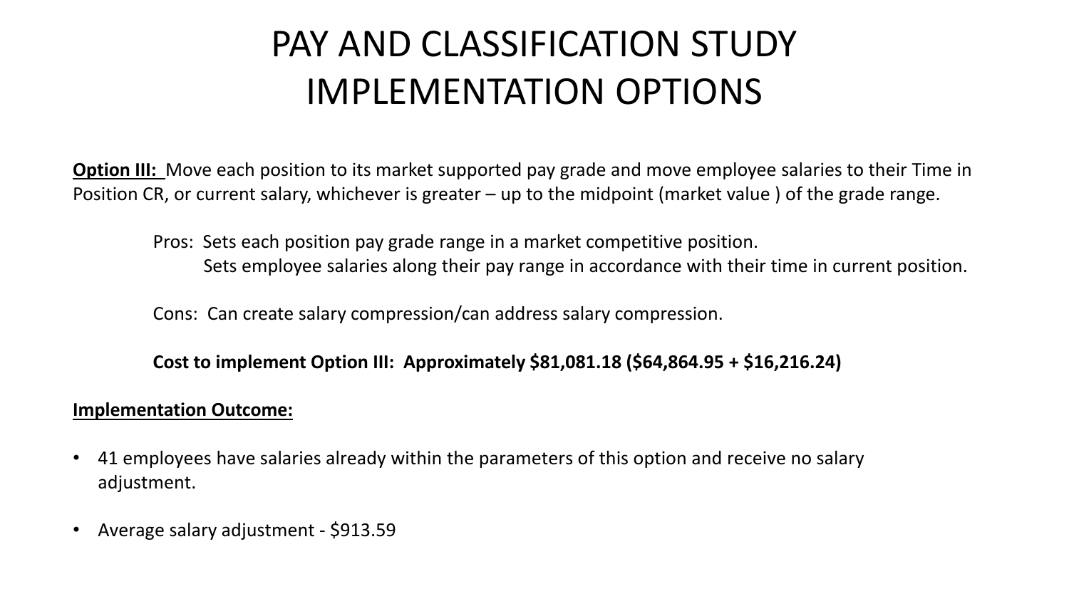# PAY AND CLASSIFICATION STUDY IMPLEMENTATION OPTIONS

**Option III:** Move each position to its market supported pay grade and move employee salaries to their Time in Position CR, or current salary, whichever is greater – up to the midpoint (market value ) of the grade range.

Pros: Sets each position pay grade range in a market competitive position.
Sets employee salaries along their pay range in accordance with their time in current position.

Cons: Can create salary compression/can address salary compression.

**Cost to implement Option III: Approximately $81,081.18 ($64,864.95 + $16,216.24)**

**Implementation Outcome:**

- 41 employees have salaries already within the parameters of this option and receive no salary adjustment.
- Average salary adjustment - $913.59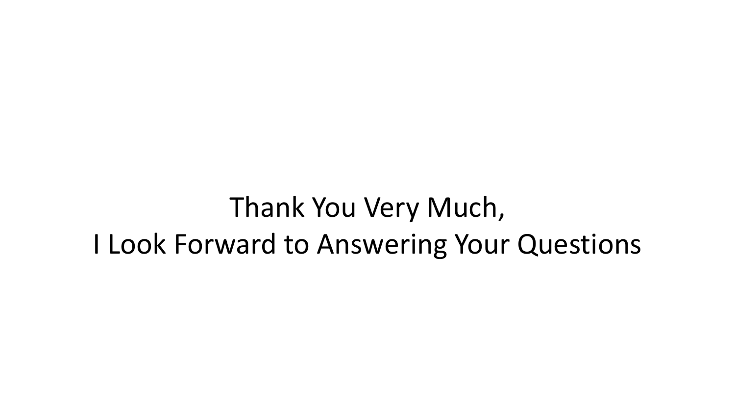Thank You Very Much,

I Look Forward to Answering Your Questions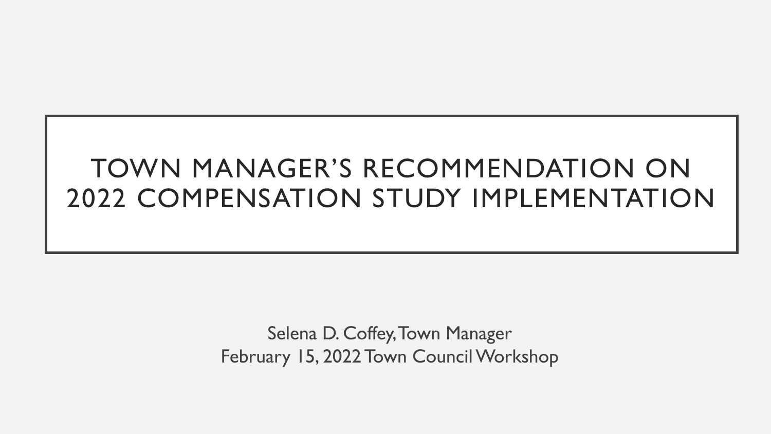# TOWN MANAGER'S RECOMMENDATION ON 2022 COMPENSATION STUDY IMPLEMENTATION

Selena D. Coffey, Town Manager
February 15, 2022 Town Council Workshop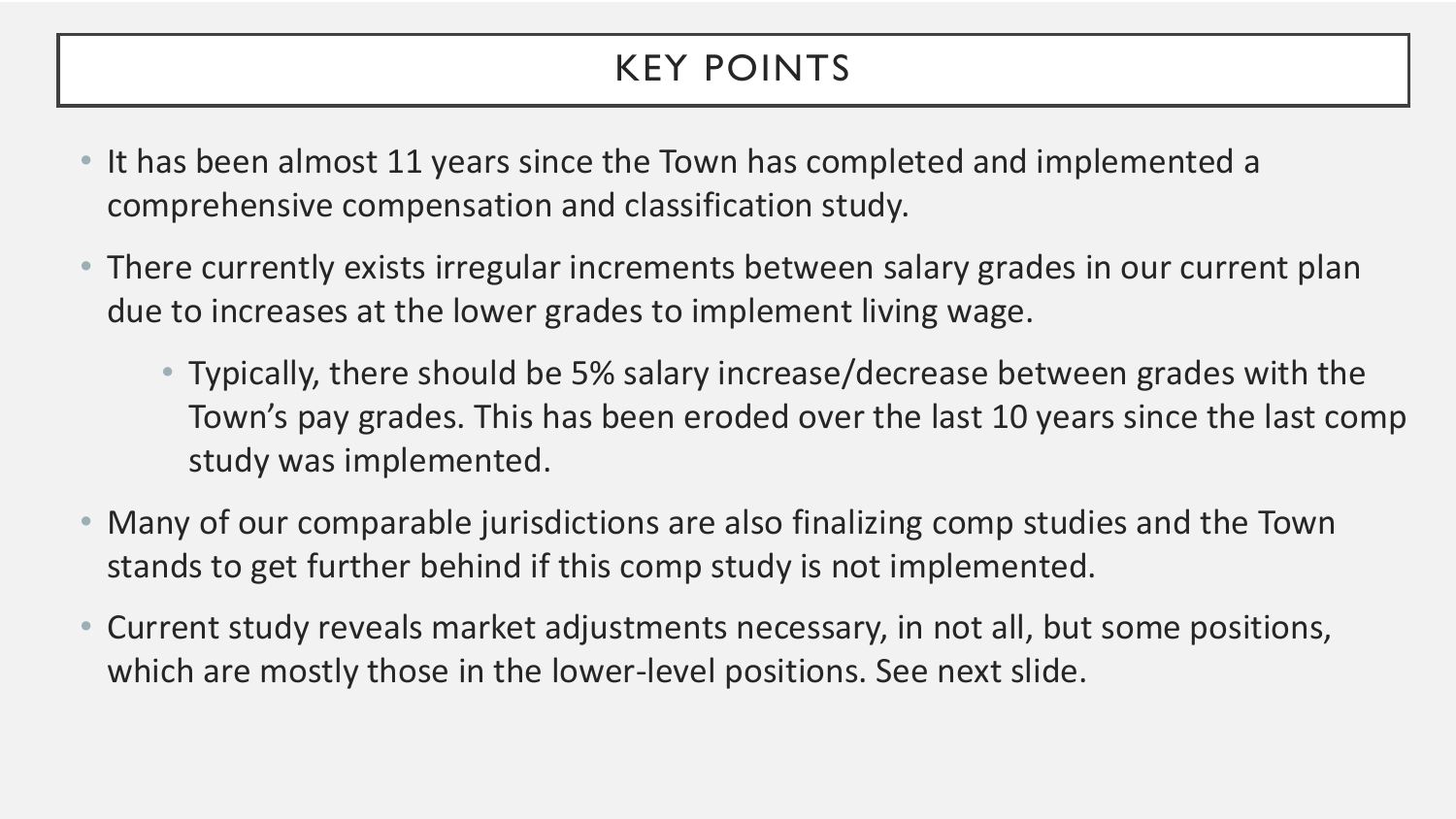# KEY POINTS

- It has been almost 11 years since the Town has completed and implemented a comprehensive compensation and classification study.
- There currently exists irregular increments between salary grades in our current plan due to increases at the lower grades to implement living wage.
  - Typically, there should be 5% salary increase/decrease between grades with the Town's pay grades. This has been eroded over the last 10 years since the last comp study was implemented.
- Many of our comparable jurisdictions are also finalizing comp studies and the Town stands to get further behind if this comp study is not implemented.
- Current study reveals market adjustments necessary, in not all, but some positions, which are mostly those in the lower-level positions. See next slide.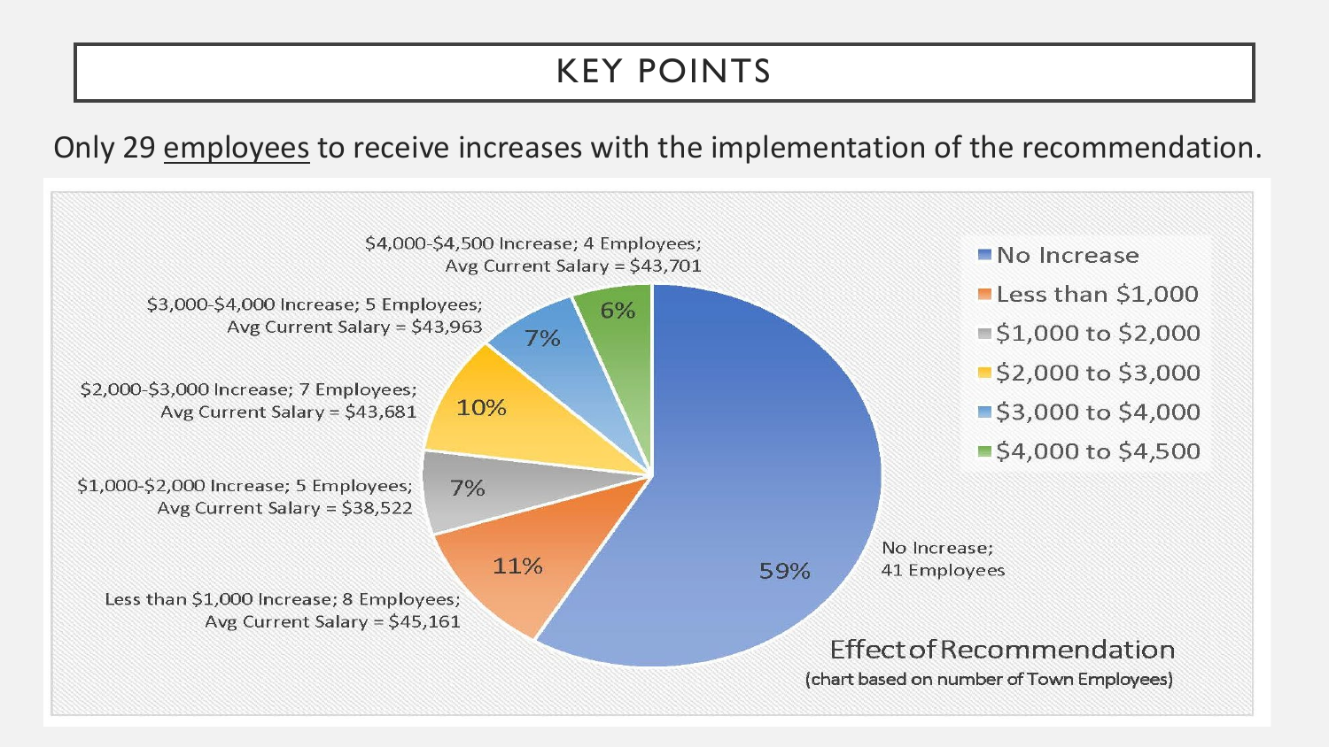# KEY POINTS

Only 29 employees to receive increases with the implementation of the recommendation.

**Effect of Recommendation**
(chart based on number of Town Employees)

| Category | Employees | Percentage | Avg Current Salary |
|---|---|---|---|
| No Increase | 41 | 59% | |
| Less than $1,000 Increase | 8 | 11% | $45,161 |
| $1,000-$2,000 Increase | 5 | 7% | $38,522 |
| $2,000-$3,000 Increase | 7 | 10% | $43,681 |
| $3,000-$4,000 Increase | 5 | 7% | $43,963 |
| $4,000-$4,500 Increase | 4 | 6% | $43,701 |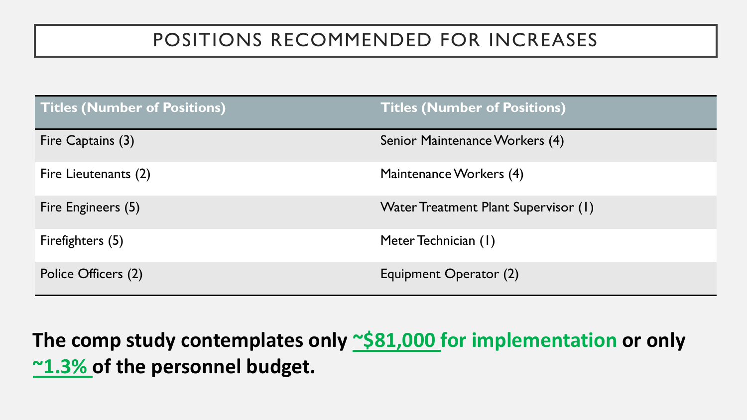# POSITIONS RECOMMENDED FOR INCREASES

| Titles (Number of Positions) | Titles (Number of Positions) |
|---|---|
| Fire Captains (3) | Senior Maintenance Workers (4) |
| Fire Lieutenants (2) | Maintenance Workers (4) |
| Fire Engineers (5) | Water Treatment Plant Supervisor (1) |
| Firefighters (5) | Meter Technician (1) |
| Police Officers (2) | Equipment Operator (2) |

**The comp study contemplates only ~$81,000 for implementation or only ~1.3% of the personnel budget.**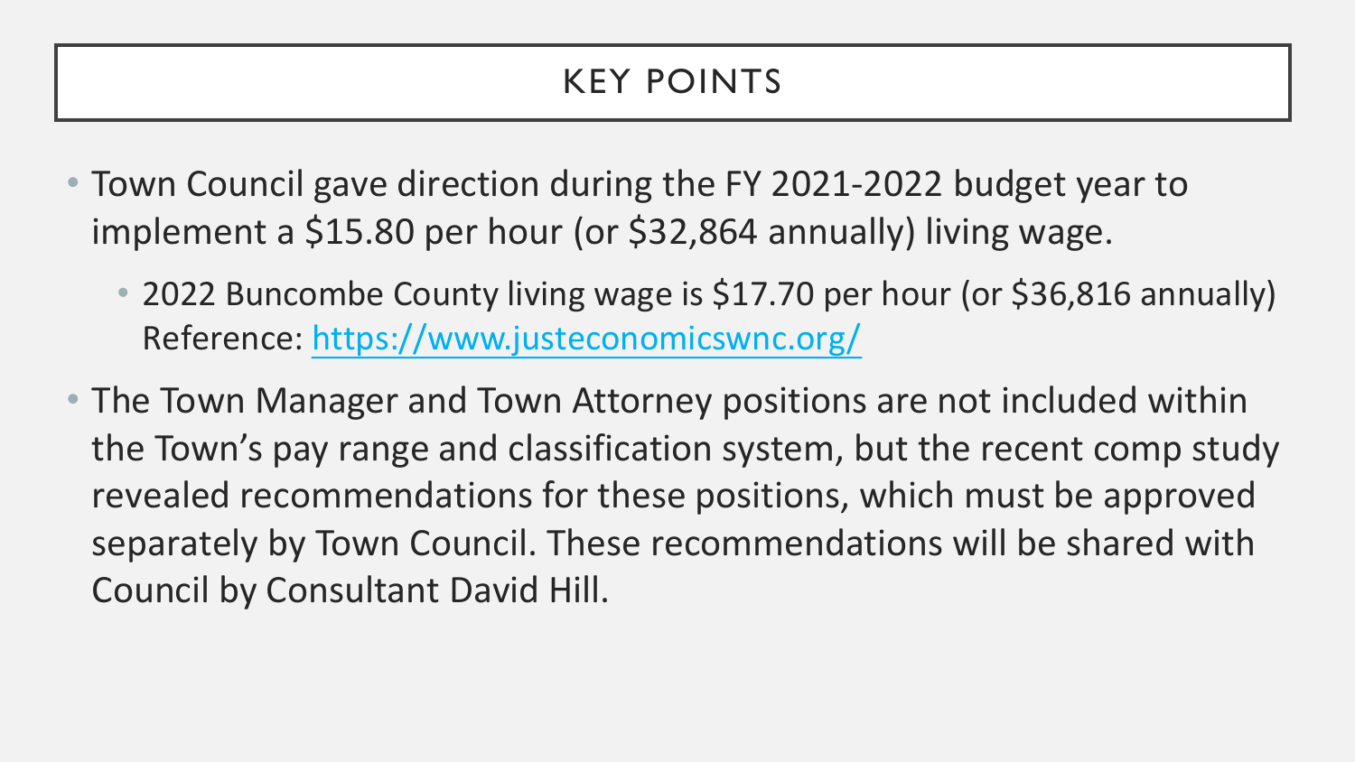# KEY POINTS

- Town Council gave direction during the FY 2021-2022 budget year to implement a $15.80 per hour (or $32,864 annually) living wage.
  - 2022 Buncombe County living wage is $17.70 per hour (or $36,816 annually) Reference: [https://www.justeconomicswnc.org/](https://www.justeconomicswnc.org/)
- The Town Manager and Town Attorney positions are not included within the Town's pay range and classification system, but the recent comp study revealed recommendations for these positions, which must be approved separately by Town Council. These recommendations will be shared with Council by Consultant David Hill.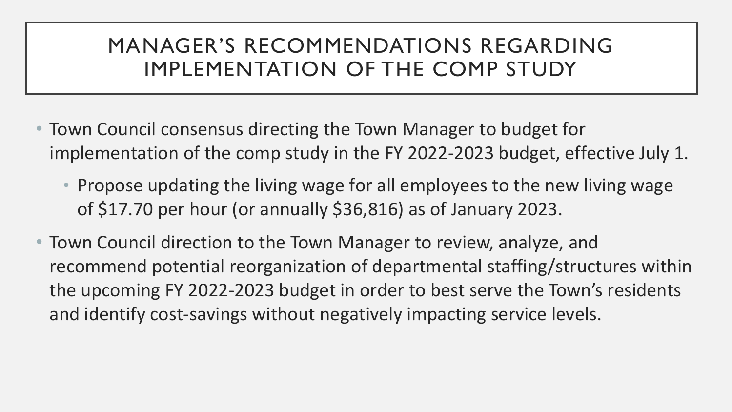# MANAGER'S RECOMMENDATIONS REGARDING IMPLEMENTATION OF THE COMP STUDY

- Town Council consensus directing the Town Manager to budget for implementation of the comp study in the FY 2022-2023 budget, effective July 1.
  - Propose updating the living wage for all employees to the new living wage of $17.70 per hour (or annually $36,816) as of January 2023.
- Town Council direction to the Town Manager to review, analyze, and recommend potential reorganization of departmental staffing/structures within the upcoming FY 2022-2023 budget in order to best serve the Town's residents and identify cost-savings without negatively impacting service levels.